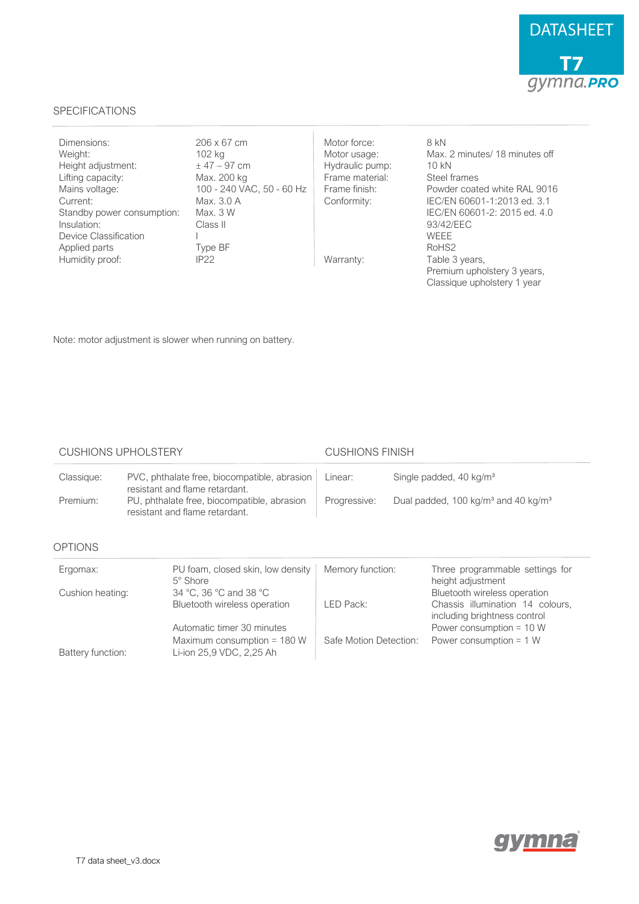# DATASHEET

## T7

gymna.PRO

## SPECIFICATIONS

| | | | |
|---|---|---|---|
| Dimensions: | 206 x 67 cm | Motor force: | 8 kN |
| Weight: | 102 kg | Motor usage: | Max. 2 minutes/ 18 minutes off |
| Height adjustment: | ± 47 – 97 cm | Hydraulic pump: | 10 kN |
| Lifting capacity: | Max. 200 kg | Frame material: | Steel frames |
| Mains voltage: | 100 - 240 VAC, 50 - 60 Hz | Frame finish: | Powder coated white RAL 9016 |
| Current: | Max. 3.0 A | Conformity: | IEC/EN 60601-1:2013 ed. 3.1<br>IEC/EN 60601-2: 2015 ed. 4.0<br>93/42/EEC<br>WEEE<br>RoHS2 |
| Standby power consumption: | Max. 3 W | | |
| Insulation: | Class II | | |
| Device Classification | I | | |
| Applied parts | Type BF | | |
| Humidity proof: | IP22 | Warranty: | Table 3 years,<br>Premium upholstery 3 years,<br>Classique upholstery 1 year |

Note: motor adjustment is slower when running on battery.

## CUSHIONS UPHOLSTERY / CUSHIONS FINISH

| CUSHIONS UPHOLSTERY | | CUSHIONS FINISH | |
|---|---|---|---|
| Classique: | PVC, phthalate free, biocompatible, abrasion resistant and flame retardant. | Linear: | Single padded, 40 kg/m³ |
| Premium: | PU, phthalate free, biocompatible, abrasion resistant and flame retardant. | Progressive: | Dual padded, 100 kg/m³ and 40 kg/m³ |

## OPTIONS

| | | | |
|---|---|---|---|
| Ergomax: | PU foam, closed skin, low density<br>5° Shore | Memory function: | Three programmable settings for height adjustment<br>Bluetooth wireless operation |
| Cushion heating: | 34 °C, 36 °C and 38 °C<br>Bluetooth wireless operation<br>Automatic timer 30 minutes<br>Maximum consumption = 180 W | LED Pack: | Chassis illumination 14 colours, including brightness control<br>Power consumption = 10 W |
| | | Safe Motion Detection: | Power consumption = 1 W |
| Battery function: | Li-ion 25,9 VDC, 2,25 Ah | | |

gymna

T7 data sheet_v3.docx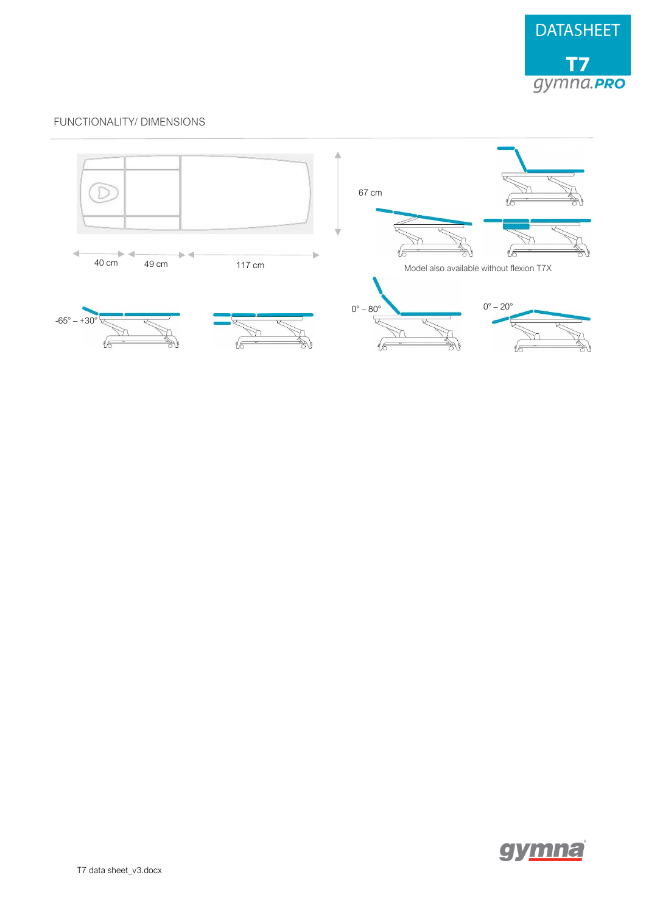## FUNCTIONALITY/ DIMENSIONS

67 cm

40 cm

49 cm

117 cm

Model also available without flexion T7X

-65° – +30°

0° – 80°

0° – 20°

T7 data sheet_v3.docx